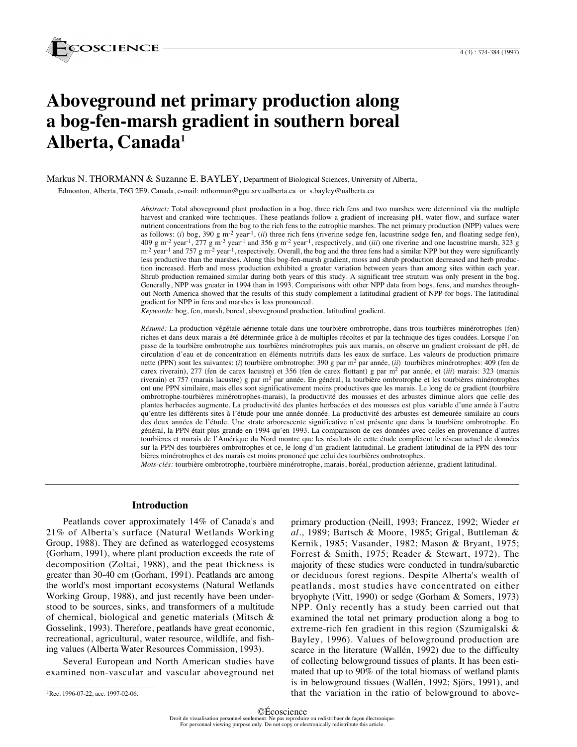# Aboveground net primary production along a bog-fen-marsh gradient in southern boreal Alberta, Canada[1]

Markus N. THORMANN & Suzanne E. BAYLEY, Department of Biological Sciences, University of Alberta, Edmonton, Alberta, T6G 2E9, Canada, e-mail: mthorman@gpu.srv.ualberta.ca or s.bayley@ualberta.ca

*Abstract:* Total aboveground plant production in a bog, three rich fens and two marshes were determined via the multiple harvest and cranked wire techniques. These peatlands follow a gradient of increasing pH, water flow, and surface water nutrient concentrations from the bog to the rich fens to the eutrophic marshes. The net primary production (NPP) values were as follows: (*i*) bog, 390 g m$^{-2}$ year$^{-1}$, (*ii*) three rich fens (riverine sedge fen, lacustrine sedge fen, and floating sedge fen), 409 g m$^{-2}$ year$^{-1}$, 277 g m$^{-2}$ year$^{-1}$ and 356 g m$^{-2}$ year$^{-1}$, respectively, and (*iii*) one riverine and one lacustrine marsh, 323 g m$^{-2}$ year$^{-1}$ and 757 g m$^{-2}$ year$^{-1}$, respectively. Overall, the bog and the three fens had a similar NPP but they were significantly less productive than the marshes. Along this bog-fen-marsh gradient, moss and shrub production decreased and herb production increased. Herb and moss production exhibited a greater variation between years than among sites within each year. Shrub production remained similar during both years of this study. A significant tree stratum was only present in the bog. Generally, NPP was greater in 1994 than in 1993. Comparisons with other NPP data from bogs, fens, and marshes throughout North America showed that the results of this study complement a latitudinal gradient of NPP for bogs. The latitudinal gradient for NPP in fens and marshes is less pronounced.

*Keywords:* bog, fen, marsh, boreal, aboveground production, latitudinal gradient.

*Résumé:* La production végétale aérienne totale dans une tourbière ombrotrophe, dans trois tourbières minérotrophes (fen) riches et dans deux marais a été déterminée grâce à de multiples récoltes et par la technique des tiges coudées. Lorsque l'on passe de la tourbière ombrotrophe aux tourbières minérotrophes puis aux marais, on observe un gradient croissant de pH, de circulation d'eau et de concentration en éléments nutritifs dans les eaux de surface. Les valeurs de production primaire nette (PPN) sont les suivantes: (*i*) tourbière ombrotrophe: 390 g par m$^2$ par année, (*ii*) tourbières minérotrophes: 409 (fen de carex riverain), 277 (fen de carex lacustre) et 356 (fen de carex flottant) g par m$^2$ par année, et (*iii*) marais: 323 (marais riverain) et 757 (marais lacustre) g par m$^2$ par année. En général, la tourbière ombrotrophe et les tourbières minérotrophes ont une PPN similaire, mais elles sont significativement moins productives que les marais. Le long de ce gradient (tourbière ombrotrophe-tourbières minérotrophes-marais), la productivité des mousses et des arbustes diminue alors que celle des plantes herbacées augmente. La productivité des plantes herbacées et des mousses est plus variable d'une année à l'autre qu'entre les différents sites à l'étude pour une année donnée. La productivité des arbustes est demeurée similaire au cours des deux années de l'étude. Une strate arborescente significative n'est présente que dans la tourbière ombrotrophe. En général, la PPN était plus grande en 1994 qu'en 1993. La comparaison de ces données avec celles en provenance d'autres tourbières et marais de l'Amérique du Nord montre que les résultats de cette étude complètent le réseau actuel de données sur la PPN des tourbières ombrotrophes et ce, le long d'un gradient latitudinal. Le gradient latitudinal de la PPN des tourbières minérotrophes et des marais est moins prononcé que celui des tourbières ombrotrophes.

*Mots-clés:* tourbière ombrotrophe, tourbière minérotrophe, marais, boréal, production aérienne, gradient latitudinal.

## Introduction

Peatlands cover approximately 14% of Canada's and 21% of Alberta's surface (Natural Wetlands Working Group, 1988). They are defined as waterlogged ecosystems (Gorham, 1991), where plant production exceeds the rate of decomposition (Zoltai, 1988), and the peat thickness is greater than 30-40 cm (Gorham, 1991). Peatlands are among the world's most important ecosystems (Natural Wetlands Working Group, 1988), and just recently have been understood to be sources, sinks, and transformers of a multitude of chemical, biological and genetic materials (Mitsch & Gosselink, 1993). Therefore, peatlands have great economic, recreational, agricultural, water resource, wildlife, and fishing values (Alberta Water Resources Commission, 1993).

Several European and North American studies have examined non-vascular and vascular aboveground net primary production (Neill, 1993; Francez, 1992; Wieder *et al.*, 1989; Bartsch & Moore, 1985; Grigal, Buttleman & Kernik, 1985; Vasander, 1982; Mason & Bryant, 1975; Forrest & Smith, 1975; Reader & Stewart, 1972). The majority of these studies were conducted in tundra/subarctic or deciduous forest regions. Despite Alberta's wealth of peatlands, most studies have concentrated on either bryophyte (Vitt, 1990) or sedge (Gorham & Somers, 1973) NPP. Only recently has a study been carried out that examined the total net primary production along a bog to extreme-rich fen gradient in this region (Szumigalski & Bayley, 1996). Values of belowground production are scarce in the literature (Wallén, 1992) due to the difficulty of collecting belowground tissues of plants. It has been estimated that up to 90% of the total biomass of wetland plants is in belowground tissues (Wallén, 1992; Sjörs, 1991), and that the variation in the ratio of belowground to above-

[1]Rec. 1996-07-22; acc. 1997-02-06.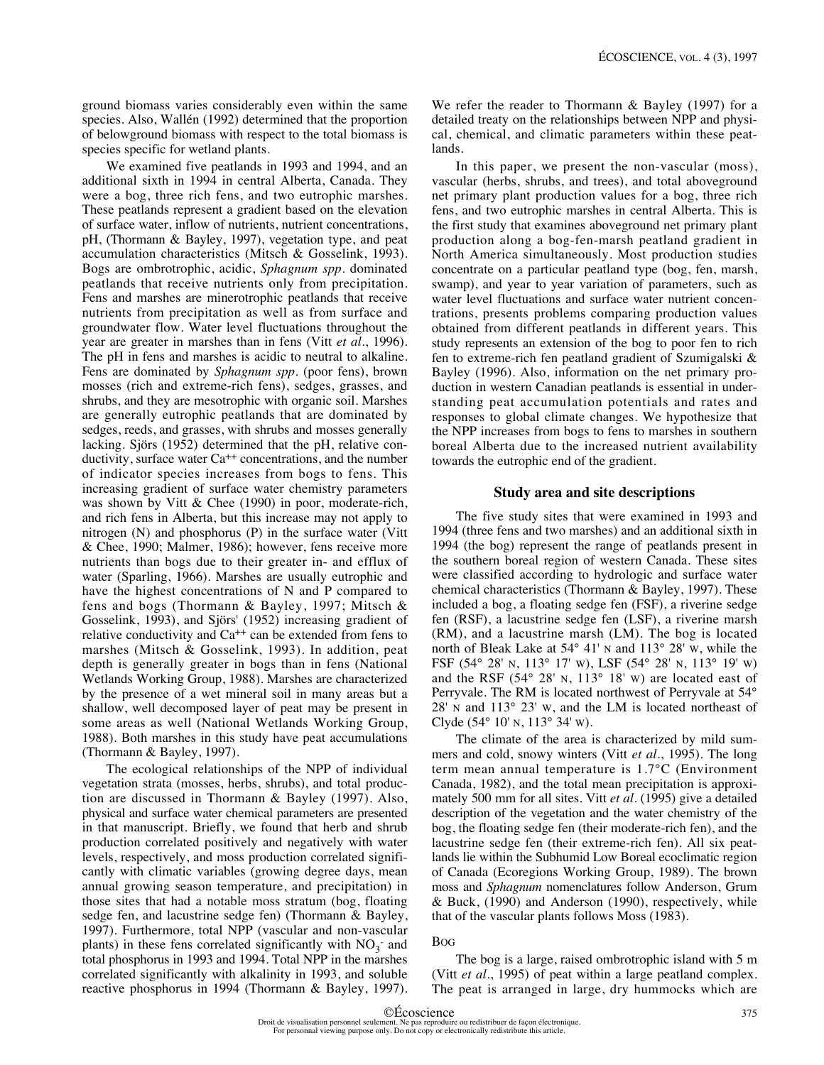ground biomass varies considerably even within the same species. Also, Wallén (1992) determined that the proportion of belowground biomass with respect to the total biomass is species specific for wetland plants.

We examined five peatlands in 1993 and 1994, and an additional sixth in 1994 in central Alberta, Canada. They were a bog, three rich fens, and two eutrophic marshes. These peatlands represent a gradient based on the elevation of surface water, inflow of nutrients, nutrient concentrations, pH, (Thormann & Bayley, 1997), vegetation type, and peat accumulation characteristics (Mitsch & Gosselink, 1993). Bogs are ombrotrophic, acidic, *Sphagnum spp.* dominated peatlands that receive nutrients only from precipitation. Fens and marshes are minerotrophic peatlands that receive nutrients from precipitation as well as from surface and groundwater flow. Water level fluctuations throughout the year are greater in marshes than in fens (Vitt *et al*., 1996). The pH in fens and marshes is acidic to neutral to alkaline. Fens are dominated by *Sphagnum spp.* (poor fens), brown mosses (rich and extreme-rich fens), sedges, grasses, and shrubs, and they are mesotrophic with organic soil. Marshes are generally eutrophic peatlands that are dominated by sedges, reeds, and grasses, with shrubs and mosses generally lacking. Sjörs (1952) determined that the pH, relative conductivity, surface water $Ca^{++}$ concentrations, and the number of indicator species increases from bogs to fens. This increasing gradient of surface water chemistry parameters was shown by Vitt & Chee (1990) in poor, moderate-rich, and rich fens in Alberta, but this increase may not apply to nitrogen (N) and phosphorus (P) in the surface water (Vitt & Chee, 1990; Malmer, 1986); however, fens receive more nutrients than bogs due to their greater in- and efflux of water (Sparling, 1966). Marshes are usually eutrophic and have the highest concentrations of N and P compared to fens and bogs (Thormann & Bayley, 1997; Mitsch & Gosselink, 1993), and Sjörs' (1952) increasing gradient of relative conductivity and $Ca^{++}$ can be extended from fens to marshes (Mitsch & Gosselink, 1993). In addition, peat depth is generally greater in bogs than in fens (National Wetlands Working Group, 1988). Marshes are characterized by the presence of a wet mineral soil in many areas but a shallow, well decomposed layer of peat may be present in some areas as well (National Wetlands Working Group, 1988). Both marshes in this study have peat accumulations (Thormann & Bayley, 1997).

The ecological relationships of the NPP of individual vegetation strata (mosses, herbs, shrubs), and total production are discussed in Thormann & Bayley (1997). Also, physical and surface water chemical parameters are presented in that manuscript. Briefly, we found that herb and shrub production correlated positively and negatively with water levels, respectively, and moss production correlated significantly with climatic variables (growing degree days, mean annual growing season temperature, and precipitation) in those sites that had a notable moss stratum (bog, floating sedge fen, and lacustrine sedge fen) (Thormann & Bayley, 1997). Furthermore, total NPP (vascular and non-vascular plants) in these fens correlated significantly with $NO_3^-$ and total phosphorus in 1993 and 1994. Total NPP in the marshes correlated significantly with alkalinity in 1993, and soluble reactive phosphorus in 1994 (Thormann & Bayley, 1997). We refer the reader to Thormann & Bayley (1997) for a detailed treaty on the relationships between NPP and physical, chemical, and climatic parameters within these peatlands.

In this paper, we present the non-vascular (moss), vascular (herbs, shrubs, and trees), and total aboveground net primary plant production values for a bog, three rich fens, and two eutrophic marshes in central Alberta. This is the first study that examines aboveground net primary plant production along a bog-fen-marsh peatland gradient in North America simultaneously. Most production studies concentrate on a particular peatland type (bog, fen, marsh, swamp), and year to year variation of parameters, such as water level fluctuations and surface water nutrient concentrations, presents problems comparing production values obtained from different peatlands in different years. This study represents an extension of the bog to poor fen to rich fen to extreme-rich fen peatland gradient of Szumigalski & Bayley (1996). Also, information on the net primary production in western Canadian peatlands is essential in understanding peat accumulation potentials and rates and responses to global climate changes. We hypothesize that the NPP increases from bogs to fens to marshes in southern boreal Alberta due to the increased nutrient availability towards the eutrophic end of the gradient.

## Study area and site descriptions

The five study sites that were examined in 1993 and 1994 (three fens and two marshes) and an additional sixth in 1994 (the bog) represent the range of peatlands present in the southern boreal region of western Canada. These sites were classified according to hydrologic and surface water chemical characteristics (Thormann & Bayley, 1997). These included a bog, a floating sedge fen (FSF), a riverine sedge fen (RSF), a lacustrine sedge fen (LSF), a riverine marsh (RM), and a lacustrine marsh (LM). The bog is located north of Bleak Lake at 54° 41' N and 113° 28' W, while the FSF (54° 28' N, 113° 17' W), LSF (54° 28' N, 113° 19' W) and the RSF (54° 28' N, 113° 18' W) are located east of Perryvale. The RM is located northwest of Perryvale at 54° 28' N and 113° 23' W, and the LM is located northeast of Clyde (54° 10' N, 113° 34' W).

The climate of the area is characterized by mild summers and cold, snowy winters (Vitt *et al*., 1995). The long term mean annual temperature is 1.7°C (Environment Canada, 1982), and the total mean precipitation is approximately 500 mm for all sites. Vitt *et al*. (1995) give a detailed description of the vegetation and the water chemistry of the bog, the floating sedge fen (their moderate-rich fen), and the lacustrine sedge fen (their extreme-rich fen). All six peatlands lie within the Subhumid Low Boreal ecoclimatic region of Canada (Ecoregions Working Group, 1989). The brown moss and *Sphagnum* nomenclatures follow Anderson, Grum & Buck, (1990) and Anderson (1990), respectively, while that of the vascular plants follows Moss (1983).

### Bog

The bog is a large, raised ombrotrophic island with 5 m (Vitt *et al*., 1995) of peat within a large peatland complex. The peat is arranged in large, dry hummocks which are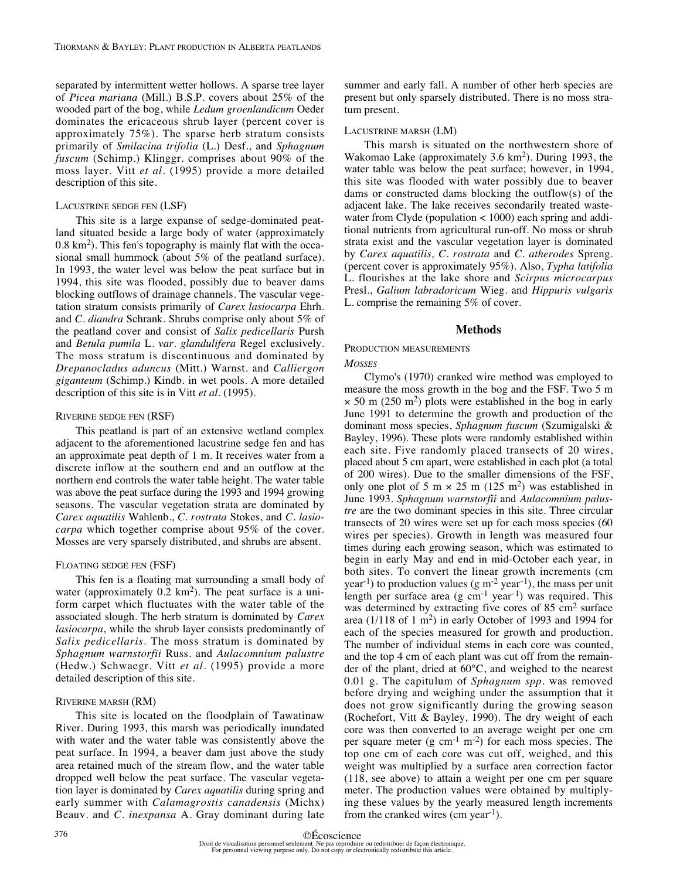separated by intermittent wetter hollows. A sparse tree layer of *Picea mariana* (Mill.) B.S.P. covers about 25% of the wooded part of the bog, while *Ledum groenlandicum* Oeder dominates the ericaceous shrub layer (percent cover is approximately 75%). The sparse herb stratum consists primarily of *Smilacina trifolia* (L.) Desf., and *Sphagnum fuscum* (Schimp.) Klinggr. comprises about 90% of the moss layer. Vitt *et al*. (1995) provide a more detailed description of this site.

#### Lacustrine sedge fen (LSF)

This site is a large expanse of sedge-dominated peatland situated beside a large body of water (approximately 0.8 $km^2$). This fen's topography is mainly flat with the occasional small hummock (about 5% of the peatland surface). In 1993, the water level was below the peat surface but in 1994, this site was flooded, possibly due to beaver dams blocking outflows of drainage channels. The vascular vegetation stratum consists primarily of *Carex lasiocarpa* Ehrh. and *C. diandra* Schrank. Shrubs comprise only about 5% of the peatland cover and consist of *Salix pedicellaris* Pursh and *Betula pumila* L. *var. glandulifera* Regel exclusively. The moss stratum is discontinuous and dominated by *Drepanocladus aduncus* (Mitt.) Warnst. and *Calliergon giganteum* (Schimp.) Kindb. in wet pools. A more detailed description of this site is in Vitt *et al*. (1995).

#### Riverine sedge fen (RSF)

This peatland is part of an extensive wetland complex adjacent to the aforementioned lacustrine sedge fen and has an approximate peat depth of 1 m. It receives water from a discrete inflow at the southern end and an outflow at the northern end controls the water table height. The water table was above the peat surface during the 1993 and 1994 growing seasons. The vascular vegetation strata are dominated by *Carex aquatilis* Wahlenb., *C. rostrata* Stokes, and *C. lasiocarpa* which together comprise about 95% of the cover. Mosses are very sparsely distributed, and shrubs are absent.

#### Floating sedge fen (FSF)

This fen is a floating mat surrounding a small body of water (approximately 0.2 $km^2$). The peat surface is a uniform carpet which fluctuates with the water table of the associated slough. The herb stratum is dominated by *Carex lasiocarpa*, while the shrub layer consists predominantly of *Salix pedicellaris*. The moss stratum is dominated by *Sphagnum warnstorfii* Russ. and *Aulacomnium palustre* (Hedw.) Schwaegr. Vitt *et al*. (1995) provide a more detailed description of this site.

#### Riverine marsh (RM)

This site is located on the floodplain of Tawatinaw River. During 1993, this marsh was periodically inundated with water and the water table was consistently above the peat surface. In 1994, a beaver dam just above the study area retained much of the stream flow, and the water table dropped well below the peat surface. The vascular vegetation layer is dominated by *Carex aquatilis* during spring and early summer with *Calamagrostis canadensis* (Michx) Beauv. and *C. inexpansa* A. Gray dominant during late summer and early fall. A number of other herb species are present but only sparsely distributed. There is no moss stratum present.

#### Lacustrine marsh (LM)

This marsh is situated on the northwestern shore of Wakomao Lake (approximately 3.6 $km^2$). During 1993, the water table was below the peat surface; however, in 1994, this site was flooded with water possibly due to beaver dams or constructed dams blocking the outflow(s) of the adjacent lake. The lake receives secondarily treated wastewater from Clyde (population < 1000) each spring and additional nutrients from agricultural run-off. No moss or shrub strata exist and the vascular vegetation layer is dominated by *Carex aquatilis, C. rostrata* and *C. atherodes* Spreng. (percent cover is approximately 95%). Also, *Typha latifolia* L. flourishes at the lake shore and *Scirpus microcarpus* Presl., *Galium labradoricum* Wieg. and *Hippuris vulgaris* L. comprise the remaining 5% of cover.

## Methods

### Production measurements

#### *Mosses*

Clymo's (1970) cranked wire method was employed to measure the moss growth in the bog and the FSF. Two 5 m × 50 m (250 $m^2$) plots were established in the bog in early June 1991 to determine the growth and production of the dominant moss species, *Sphagnum fuscum* (Szumigalski & Bayley, 1996). These plots were randomly established within each site. Five randomly placed transects of 20 wires, placed about 5 cm apart, were established in each plot (a total of 200 wires). Due to the smaller dimensions of the FSF, only one plot of 5 m × 25 m (125 $m^2$) was established in June 1993. *Sphagnum warnstorfii* and *Aulacomnium palustre* are the two dominant species in this site. Three circular transects of 20 wires were set up for each moss species (60 wires per species). Growth in length was measured four times during each growing season, which was estimated to begin in early May and end in mid-October each year, in both sites. To convert the linear growth increments (cm $year^{-1}$) to production values (g $m^{-2}$ $year^{-1}$), the mass per unit length per surface area (g $cm^{-1}$ $year^{-1}$) was required. This was determined by extracting five cores of 85 $cm^2$ surface area (1/118 of 1 $m^2$) in early October of 1993 and 1994 for each of the species measured for growth and production. The number of individual stems in each core was counted, and the top 4 cm of each plant was cut off from the remainder of the plant, dried at 60°C, and weighed to the nearest 0.01 g. The capitulum of *Sphagnum spp*. was removed before drying and weighing under the assumption that it does not grow significantly during the growing season (Rochefort, Vitt & Bayley, 1990). The dry weight of each core was then converted to an average weight per one cm per square meter (g $cm^{-1}$ $m^{-2}$) for each moss species. The top one cm of each core was cut off, weighed, and this weight was multiplied by a surface area correction factor (118, see above) to attain a weight per one cm per square meter. The production values were obtained by multiplying these values by the yearly measured length increments from the cranked wires (cm $year^{-1}$).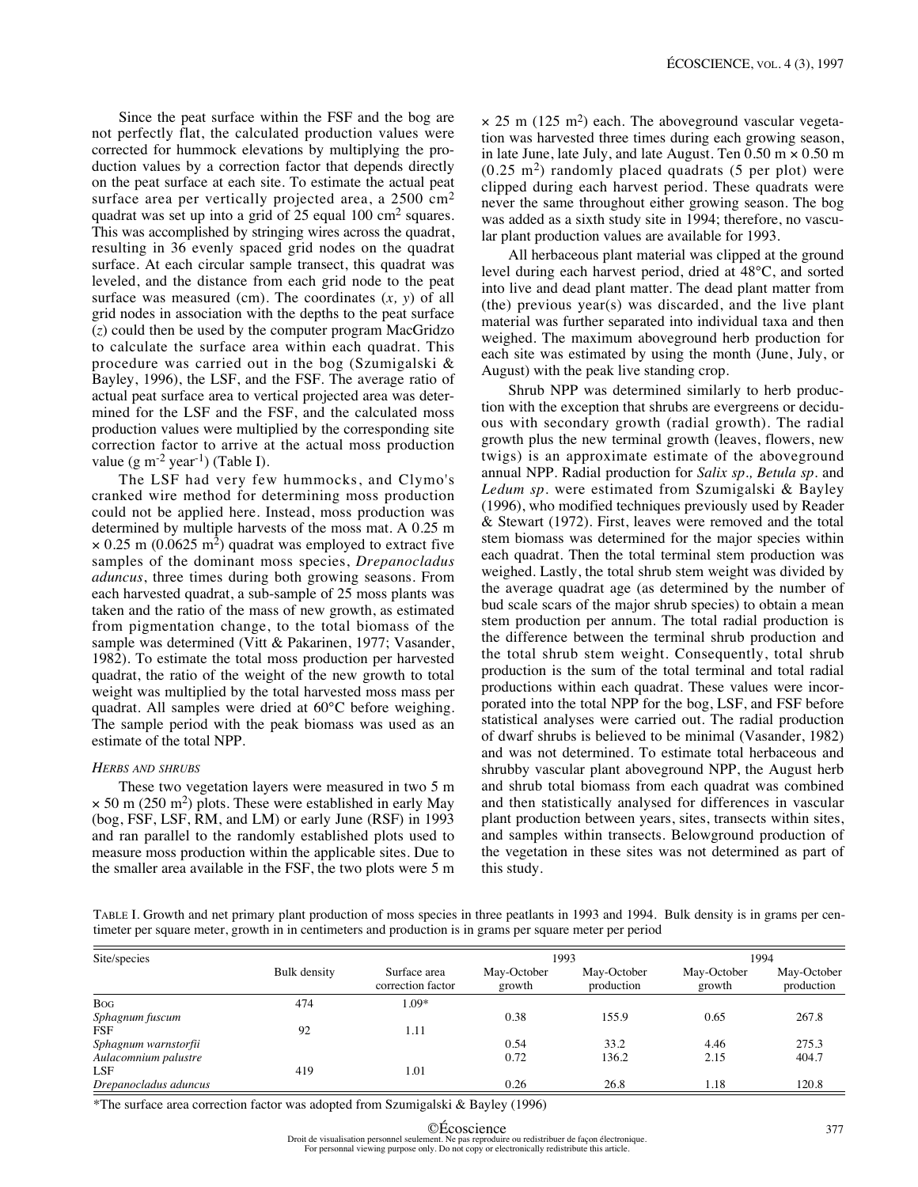Since the peat surface within the FSF and the bog are not perfectly flat, the calculated production values were corrected for hummock elevations by multiplying the production values by a correction factor that depends directly on the peat surface at each site. To estimate the actual peat surface area per vertically projected area, a 2500 $cm^2$ quadrat was set up into a grid of 25 equal 100 $cm^2$ squares. This was accomplished by stringing wires across the quadrat, resulting in 36 evenly spaced grid nodes on the quadrat surface. At each circular sample transect, this quadrat was leveled, and the distance from each grid node to the peat surface was measured (cm). The coordinates ($x$, $y$) of all grid nodes in association with the depths to the peat surface ($z$) could then be used by the computer program MacGridzo to calculate the surface area within each quadrat. This procedure was carried out in the bog (Szumigalski & Bayley, 1996), the LSF, and the FSF. The average ratio of actual peat surface area to vertical projected area was determined for the LSF and the FSF, and the calculated moss production values were multiplied by the corresponding site correction factor to arrive at the actual moss production value (g $m^{-2}$ $year^{-1}$) (Table I).

The LSF had very few hummocks, and Clymo's cranked wire method for determining moss production could not be applied here. Instead, moss production was determined by multiple harvests of the moss mat. A 0.25 m × 0.25 m (0.0625 $m^2$) quadrat was employed to extract five samples of the dominant moss species, *Drepanocladus aduncus*, three times during both growing seasons. From each harvested quadrat, a sub-sample of 25 moss plants was taken and the ratio of the mass of new growth, as estimated from pigmentation change, to the total biomass of the sample was determined (Vitt & Pakarinen, 1977; Vasander, 1982). To estimate the total moss production per harvested quadrat, the ratio of the weight of the new growth to total weight was multiplied by the total harvested moss mass per quadrat. All samples were dried at 60°C before weighing. The sample period with the peak biomass was used as an estimate of the total NPP.

### *Herbs and shrubs*

These two vegetation layers were measured in two 5 m × 50 m (250 $m^2$) plots. These were established in early May (bog, FSF, LSF, RM, and LM) or early June (RSF) in 1993 and ran parallel to the randomly established plots used to measure moss production within the applicable sites. Due to the smaller area available in the FSF, the two plots were 5 m × 25 m (125 $m^2$) each. The aboveground vascular vegetation was harvested three times during each growing season, in late June, late July, and late August. Ten 0.50 m × 0.50 m (0.25 $m^2$) randomly placed quadrats (5 per plot) were clipped during each harvest period. These quadrats were never the same throughout either growing season. The bog was added as a sixth study site in 1994; therefore, no vascular plant production values are available for 1993.

All herbaceous plant material was clipped at the ground level during each harvest period, dried at 48°C, and sorted into live and dead plant matter. The dead plant matter from (the) previous year(s) was discarded, and the live plant material was further separated into individual taxa and then weighed. The maximum aboveground herb production for each site was estimated by using the month (June, July, or August) with the peak live standing crop.

Shrub NPP was determined similarly to herb production with the exception that shrubs are evergreens or deciduous with secondary growth (radial growth). The radial growth plus the new terminal growth (leaves, flowers, new twigs) is an approximate estimate of the aboveground annual NPP. Radial production for *Salix sp., Betula sp.* and *Ledum sp.* were estimated from Szumigalski & Bayley (1996), who modified techniques previously used by Reader & Stewart (1972). First, leaves were removed and the total stem biomass was determined for the major species within each quadrat. Then the total terminal stem production was weighed. Lastly, the total shrub stem weight was divided by the average quadrat age (as determined by the number of bud scale scars of the major shrub species) to obtain a mean stem production per annum. The total radial production is the difference between the terminal shrub production and the total shrub stem weight. Consequently, total shrub production is the sum of the total terminal and total radial productions within each quadrat. These values were incorporated into the total NPP for the bog, LSF, and FSF before statistical analyses were carried out. The radial production of dwarf shrubs is believed to be minimal (Vasander, 1982) and was not determined. To estimate total herbaceous and shrubby vascular plant aboveground NPP, the August herb and shrub total biomass from each quadrat was combined and then statistically analysed for differences in vascular plant production between years, sites, transects within sites, and samples within transects. Belowground production of the vegetation in these sites was not determined as part of this study.

TABLE I. Growth and net primary plant production of moss species in three peatlants in 1993 and 1994. Bulk density is in grams per centimeter per square meter, growth in in centimeters and production is in grams per square meter per period

| Site/species | Bulk density | Surface area correction factor | 1993 May-October growth | 1993 May-October production | 1994 May-October growth | 1994 May-October production |
|---|---|---|---|---|---|---|
| BOG | 474 | 1.09* | | | | |
| *Sphagnum fuscum* | | | 0.38 | 155.9 | 0.65 | 267.8 |
| FSF | 92 | 1.11 | | | | |
| *Sphagnum warnstorfii* | | | 0.54 | 33.2 | 4.46 | 275.3 |
| *Aulacomnium palustre* | | | 0.72 | 136.2 | 2.15 | 404.7 |
| LSF | 419 | 1.01 | | | | |
| *Drepanocladus aduncus* | | | 0.26 | 26.8 | 1.18 | 120.8 |

*The surface area correction factor was adopted from Szumigalski & Bayley (1996)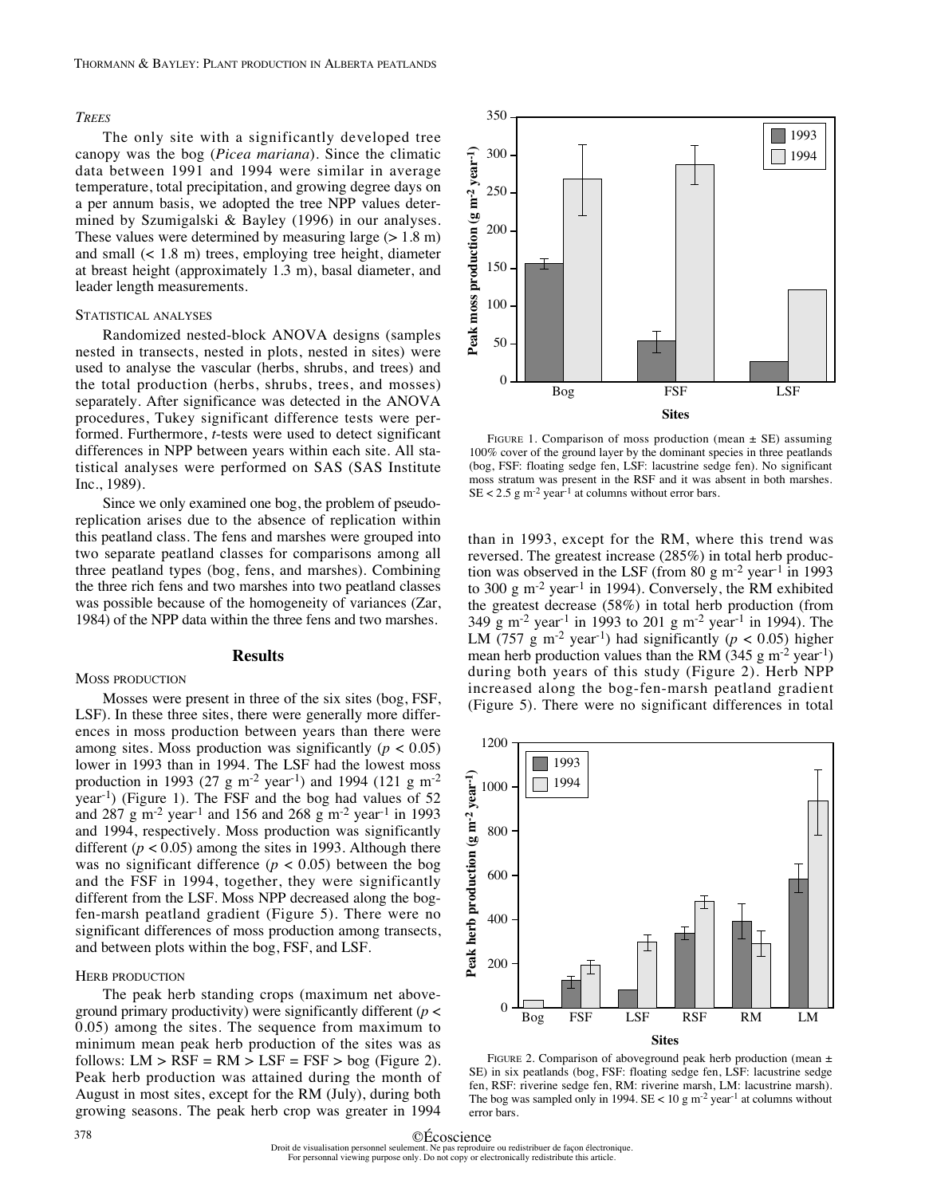*TREES*

The only site with a significantly developed tree canopy was the bog (*Picea mariana*). Since the climatic data between 1991 and 1994 were similar in average temperature, total precipitation, and growing degree days on a per annum basis, we adopted the tree NPP values determined by Szumigalski & Bayley (1996) in our analyses. These values were determined by measuring large (> 1.8 m) and small (< 1.8 m) trees, employing tree height, diameter at breast height (approximately 1.3 m), basal diameter, and leader length measurements.

STATISTICAL ANALYSES

Randomized nested-block ANOVA designs (samples nested in transects, nested in plots, nested in sites) were used to analyse the vascular (herbs, shrubs, and trees) and the total production (herbs, shrubs, trees, and mosses) separately. After significance was detected in the ANOVA procedures, Tukey significant difference tests were performed. Furthermore, *t*-tests were used to detect significant differences in NPP between years within each site. All statistical analyses were performed on SAS (SAS Institute Inc., 1989).

Since we only examined one bog, the problem of pseudoreplication arises due to the absence of replication within this peatland class. The fens and marshes were grouped into two separate peatland classes for comparisons among all three peatland types (bog, fens, and marshes). Combining the three rich fens and two marshes into two peatland classes was possible because of the homogeneity of variances (Zar, 1984) of the NPP data within the three fens and two marshes.

## Results

MOSS PRODUCTION

Mosses were present in three of the six sites (bog, FSF, LSF). In these three sites, there were generally more differences in moss production between years than there were among sites. Moss production was significantly ($p < 0.05$) lower in 1993 than in 1994. The LSF had the lowest moss production in 1993 (27 g m$^{-2}$ year$^{-1}$) and 1994 (121 g m$^{-2}$ year$^{-1}$) (Figure 1). The FSF and the bog had values of 52 and 287 g m$^{-2}$ year$^{-1}$ and 156 and 268 g m$^{-2}$ year$^{-1}$ in 1993 and 1994, respectively. Moss production was significantly different ($p < 0.05$) among the sites in 1993. Although there was no significant difference ($p < 0.05$) between the bog and the FSF in 1994, together, they were significantly different from the LSF. Moss NPP decreased along the bog-fen-marsh peatland gradient (Figure 5). There were no significant differences of moss production among transects, and between plots within the bog, FSF, and LSF.

HERB PRODUCTION

The peak herb standing crops (maximum net aboveground primary productivity) were significantly different ($p < 0.05$) among the sites. The sequence from maximum to minimum mean peak herb production of the sites was as follows: LM > RSF = RM > LSF = FSF > bog (Figure 2). Peak herb production was attained during the month of August in most sites, except for the RM (July), during both growing seasons. The peak herb crop was greater in 1994 than in 1993, except for the RM, where this trend was reversed. The greatest increase (285%) in total herb production was observed in the LSF (from 80 g m$^{-2}$ year$^{-1}$ in 1993 to 300 g m$^{-2}$ year$^{-1}$ in 1994). Conversely, the RM exhibited the greatest decrease (58%) in total herb production (from 349 g m$^{-2}$ year$^{-1}$ in 1993 to 201 g m$^{-2}$ year$^{-1}$ in 1994). The LM (757 g m$^{-2}$ year$^{-1}$) had significantly ($p < 0.05$) higher mean herb production values than the RM (345 g m$^{-2}$ year$^{-1}$) during both years of this study (Figure 2). Herb NPP increased along the bog-fen-marsh peatland gradient (Figure 5). There were no significant differences in total

FIGURE 1. Comparison of moss production (mean ± SE) assuming 100% cover of the ground layer by the dominant species in three peatlands (bog, FSF: floating sedge fen, LSF: lacustrine sedge fen). No significant moss stratum was present in the RSF and it was absent in both marshes. SE < 2.5 g m$^{-2}$ year$^{-1}$ at columns without error bars.

FIGURE 2. Comparison of aboveground peak herb production (mean ± SE) in six peatlands (bog, FSF: floating sedge fen, LSF: lacustrine sedge fen, RSF: riverine sedge fen, RM: riverine marsh, LM: lacustrine marsh). The bog was sampled only in 1994. SE < 10 g m$^{-2}$ year$^{-1}$ at columns without error bars.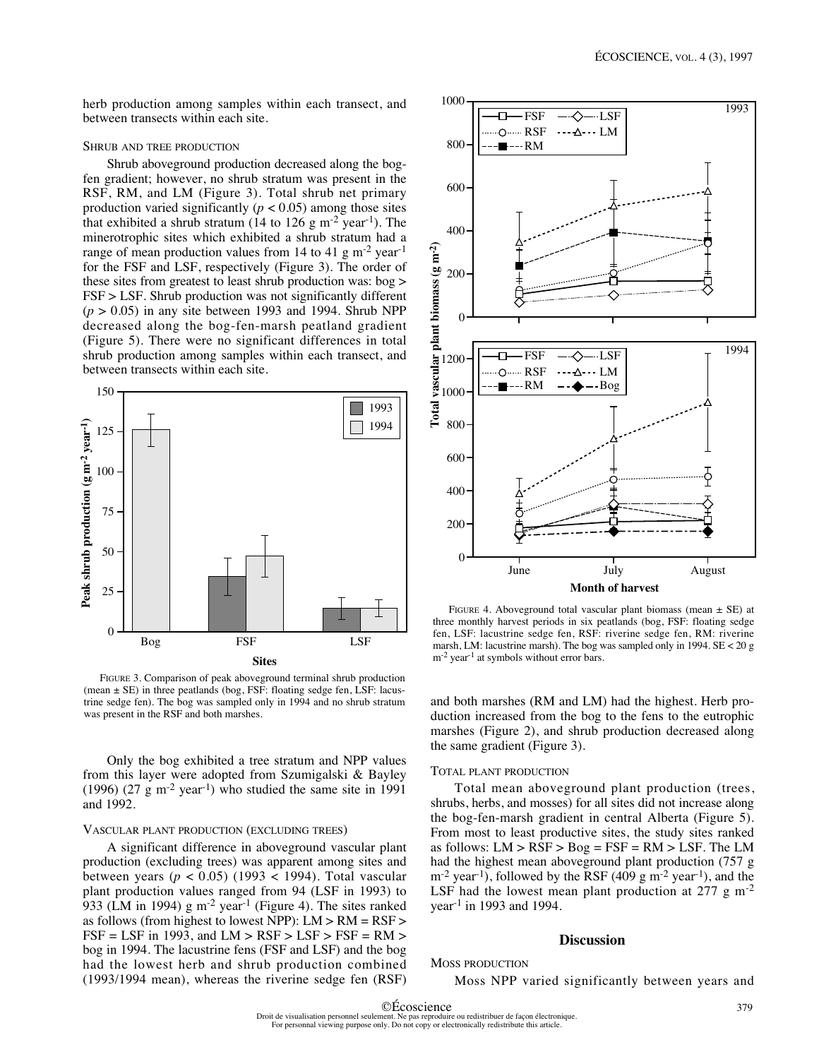herb production among samples within each transect, and between transects within each site.

### Shrub and tree production

Shrub aboveground production decreased along the bog-fen gradient; however, no shrub stratum was present in the RSF, RM, and LM (Figure 3). Total shrub net primary production varied significantly ($p < 0.05$) among those sites that exhibited a shrub stratum (14 to 126 g m$^{-2}$ year$^{-1}$). The minerotrophic sites which exhibited a shrub stratum had a range of mean production values from 14 to 41 g m$^{-2}$ year$^{-1}$ for the FSF and LSF, respectively (Figure 3). The order of these sites from greatest to least shrub production was: bog > FSF > LSF. Shrub production was not significantly different ($p > 0.05$) in any site between 1993 and 1994. Shrub NPP decreased along the bog-fen-marsh peatland gradient (Figure 5). There were no significant differences in total shrub production among samples within each transect, and between transects within each site.

FIGURE 3. Comparison of peak aboveground terminal shrub production (mean ± SE) in three peatlands (bog, FSF: floating sedge fen, LSF: lacustrine sedge fen). The bog was sampled only in 1994 and no shrub stratum was present in the RSF and both marshes.

Only the bog exhibited a tree stratum and NPP values from this layer were adopted from Szumigalski & Bayley (1996) (27 g m$^{-2}$ year$^{-1}$) who studied the same site in 1991 and 1992.

### Vascular plant production (excluding trees)

A significant difference in aboveground vascular plant production (excluding trees) was apparent among sites and between years ($p < 0.05$) (1993 < 1994). Total vascular plant production values ranged from 94 (LSF in 1993) to 933 (LM in 1994) g m$^{-2}$ year$^{-1}$ (Figure 4). The sites ranked as follows (from highest to lowest NPP): LM > RM = RSF > FSF = LSF in 1993, and LM > RSF > LSF > FSF = RM > bog in 1994. The lacustrine fens (FSF and LSF) and the bog had the lowest herb and shrub production combined (1993/1994 mean), whereas the riverine sedge fen (RSF) and both marshes (RM and LM) had the highest. Herb production increased from the bog to the fens to the eutrophic marshes (Figure 2), and shrub production decreased along the same gradient (Figure 3).

FIGURE 4. Aboveground total vascular plant biomass (mean ± SE) at three monthly harvest periods in six peatlands (bog, FSF: floating sedge fen, LSF: lacustrine sedge fen, RSF: riverine sedge fen, RM: riverine marsh, LM: lacustrine marsh). The bog was sampled only in 1994. SE < 20 g m$^{-2}$ year$^{-1}$ at symbols without error bars.

### Total plant production

Total mean aboveground plant production (trees, shrubs, herbs, and mosses) for all sites did not increase along the bog-fen-marsh gradient in central Alberta (Figure 5). From most to least productive sites, the study sites ranked as follows: LM > RSF > Bog = FSF = RM > LSF. The LM had the highest mean aboveground plant production (757 g m$^{-2}$ year$^{-1}$), followed by the RSF (409 g m$^{-2}$ year$^{-1}$), and the LSF had the lowest mean plant production at 277 g m$^{-2}$ year$^{-1}$ in 1993 and 1994.

## Discussion

### Moss production

Moss NPP varied significantly between years and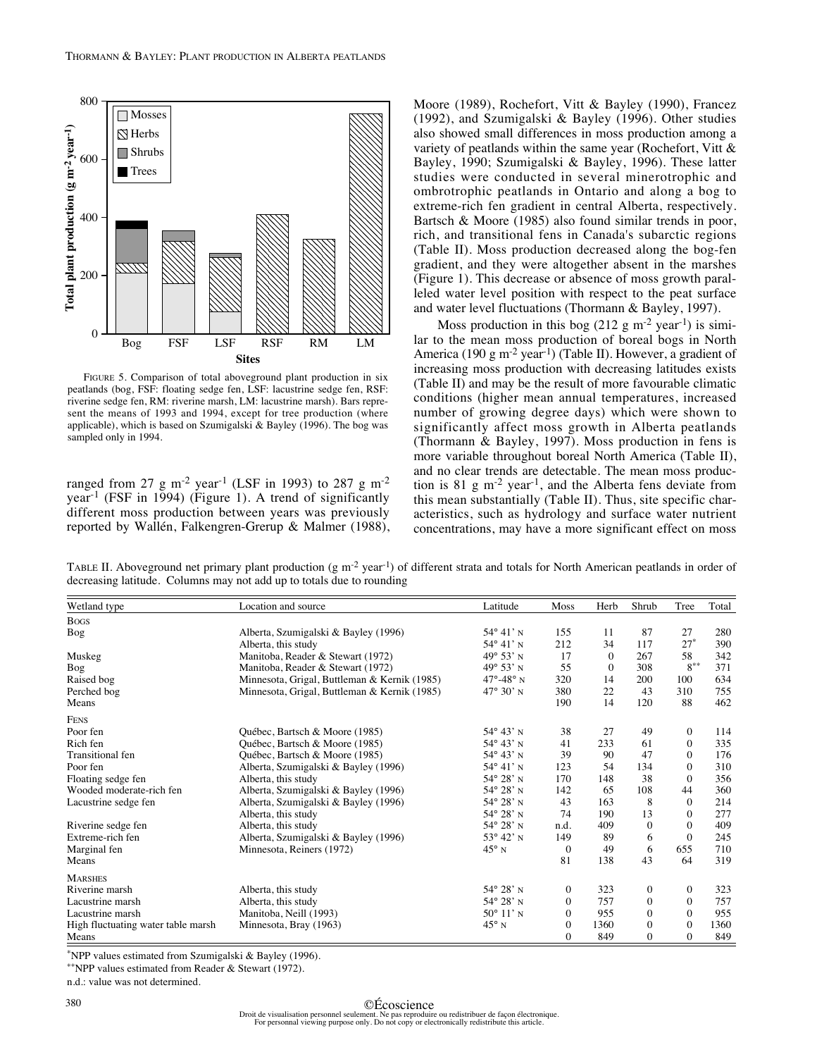FIGURE 5. Comparison of total aboveground plant production in six peatlands (bog, FSF: floating sedge fen, LSF: lacustrine sedge fen, RSF: riverine sedge fen, RM: riverine marsh, LM: lacustrine marsh). Bars represent the means of 1993 and 1994, except for tree production (where applicable), which is based on Szumigalski & Bayley (1996). The bog was sampled only in 1994.

ranged from 27 g $m^{-2}$ $year^{-1}$ (LSF in 1993) to 287 g $m^{-2}$ $year^{-1}$ (FSF in 1994) (Figure 1). A trend of significantly different moss production between years was previously reported by Wallén, Falkengren-Grerup & Malmer (1988), Moore (1989), Rochefort, Vitt & Bayley (1990), Francez (1992), and Szumigalski & Bayley (1996). Other studies also showed small differences in moss production among a variety of peatlands within the same year (Rochefort, Vitt & Bayley, 1990; Szumigalski & Bayley, 1996). These latter studies were conducted in several minerotrophic and ombrotrophic peatlands in Ontario and along a bog to extreme-rich fen gradient in central Alberta, respectively. Bartsch & Moore (1985) also found similar trends in poor, rich, and transitional fens in Canada's subarctic regions (Table II). Moss production decreased along the bog-fen gradient, and they were altogether absent in the marshes (Figure 1). This decrease or absence of moss growth paralleled water level position with respect to the peat surface and water level fluctuations (Thormann & Bayley, 1997).

Moss production in this bog (212 g $m^{-2}$ $year^{-1}$) is similar to the mean moss production of boreal bogs in North America (190 g $m^{-2}$ $year^{-1}$) (Table II). However, a gradient of increasing moss production with decreasing latitudes exists (Table II) and may be the result of more favourable climatic conditions (higher mean annual temperatures, increased number of growing degree days) which were shown to significantly affect moss growth in Alberta peatlands (Thormann & Bayley, 1997). Moss production in fens is more variable throughout boreal North America (Table II), and no clear trends are detectable. The mean moss production is 81 g $m^{-2}$ $year^{-1}$, and the Alberta fens deviate from this mean substantially (Table II). Thus, site specific characteristics, such as hydrology and surface water nutrient concentrations, may have a more significant effect on moss

TABLE II. Aboveground net primary plant production (g $m^{-2}$ $year^{-1}$) of different strata and totals for North American peatlands in order of decreasing latitude. Columns may not add up to totals due to rounding

| Wetland type | Location and source | Latitude | Moss | Herb | Shrub | Tree | Total |
|---|---|---|---|---|---|---|---|
| BOGS | | | | | | | |
| Bog | Alberta, Szumigalski & Bayley (1996) | 54° 41' N | 155 | 11 | 87 | 27 | 280 |
| | Alberta, this study | 54° 41' N | 212 | 34 | 117 | 27* | 390 |
| Muskeg | Manitoba, Reader & Stewart (1972) | 49° 53' N | 17 | 0 | 267 | 58 | 342 |
| Bog | Manitoba, Reader & Stewart (1972) | 49° 53' N | 55 | 0 | 308 | 8** | 371 |
| Raised bog | Minnesota, Grigal, Buttleman & Kernik (1985) | 47°-48° N | 320 | 14 | 200 | 100 | 634 |
| Perched bog | Minnesota, Grigal, Buttleman & Kernik (1985) | 47° 30' N | 380 | 22 | 43 | 310 | 755 |
| Means | | | 190 | 14 | 120 | 88 | 462 |
| FENS | | | | | | | |
| Poor fen | Québec, Bartsch & Moore (1985) | 54° 43' N | 38 | 27 | 49 | 0 | 114 |
| Rich fen | Québec, Bartsch & Moore (1985) | 54° 43' N | 41 | 233 | 61 | 0 | 335 |
| Transitional fen | Québec, Bartsch & Moore (1985) | 54° 43' N | 39 | 90 | 47 | 0 | 176 |
| Poor fen | Alberta, Szumigalski & Bayley (1996) | 54° 41' N | 123 | 54 | 134 | 0 | 310 |
| Floating sedge fen | Alberta, this study | 54° 28' N | 170 | 148 | 38 | 0 | 356 |
| Wooded moderate-rich fen | Alberta, Szumigalski & Bayley (1996) | 54° 28' N | 142 | 65 | 108 | 44 | 360 |
| Lacustrine sedge fen | Alberta, Szumigalski & Bayley (1996) | 54° 28' N | 43 | 163 | 8 | 0 | 214 |
| | Alberta, this study | 54° 28' N | 74 | 190 | 13 | 0 | 277 |
| Riverine sedge fen | Alberta, this study | 54° 28' N | n.d. | 409 | 0 | 0 | 409 |
| Extreme-rich fen | Alberta, Szumigalski & Bayley (1996) | 53° 42' N | 149 | 89 | 6 | 0 | 245 |
| Marginal fen | Minnesota, Reiners (1972) | 45° N | 0 | 49 | 6 | 655 | 710 |
| Means | | | 81 | 138 | 43 | 64 | 319 |
| MARSHES | | | | | | | |
| Riverine marsh | Alberta, this study | 54° 28' N | 0 | 323 | 0 | 0 | 323 |
| Lacustrine marsh | Alberta, this study | 54° 28' N | 0 | 757 | 0 | 0 | 757 |
| Lacustrine marsh | Manitoba, Neill (1993) | 50° 11' N | 0 | 955 | 0 | 0 | 955 |
| High fluctuating water table marsh | Minnesota, Bray (1963) | 45° N | 0 | 1360 | 0 | 0 | 1360 |
| Means | | | 0 | 849 | 0 | 0 | 849 |

*NPP values estimated from Szumigalski & Bayley (1996).

**NPP values estimated from Reader & Stewart (1972).

n.d.: value was not determined.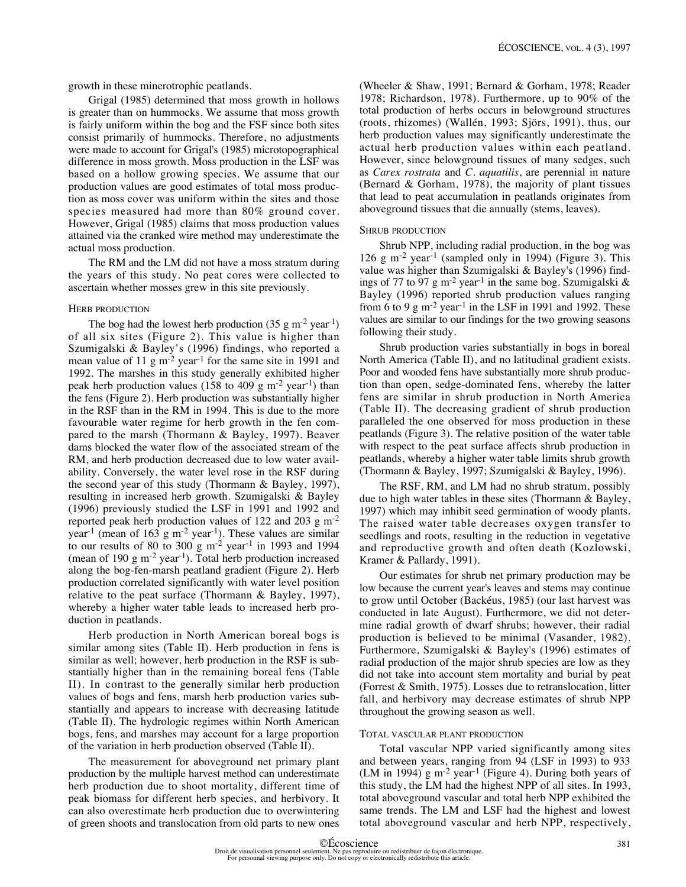growth in these minerotrophic peatlands.

Grigal (1985) determined that moss growth in hollows is greater than on hummocks. We assume that moss growth is fairly uniform within the bog and the FSF since both sites consist primarily of hummocks. Therefore, no adjustments were made to account for Grigal's (1985) microtopographical difference in moss growth. Moss production in the LSF was based on a hollow growing species. We assume that our production values are good estimates of total moss production as moss cover was uniform within the sites and those species measured had more than 80% ground cover. However, Grigal (1985) claims that moss production values attained via the cranked wire method may underestimate the actual moss production.

The RM and the LM did not have a moss stratum during the years of this study. No peat cores were collected to ascertain whether mosses grew in this site previously.

### Herb production

The bog had the lowest herb production (35 g m$^{-2}$ year$^{-1}$) of all six sites (Figure 2). This value is higher than Szumigalski & Bayley's (1996) findings, who reported a mean value of 11 g m$^{-2}$ year$^{-1}$ for the same site in 1991 and 1992. The marshes in this study generally exhibited higher peak herb production values (158 to 409 g m$^{-2}$ year$^{-1}$) than the fens (Figure 2). Herb production was substantially higher in the RSF than in the RM in 1994. This is due to the more favourable water regime for herb growth in the fen compared to the marsh (Thormann & Bayley, 1997). Beaver dams blocked the water flow of the associated stream of the RM, and herb production decreased due to low water availability. Conversely, the water level rose in the RSF during the second year of this study (Thormann & Bayley, 1997), resulting in increased herb growth. Szumigalski & Bayley (1996) previously studied the LSF in 1991 and 1992 and reported peak herb production values of 122 and 203 g m$^{-2}$ year$^{-1}$ (mean of 163 g m$^{-2}$ year$^{-1}$). These values are similar to our results of 80 to 300 g m$^{-2}$ year$^{-1}$ in 1993 and 1994 (mean of 190 g m$^{-2}$ year$^{-1}$). Total herb production increased along the bog-fen-marsh peatland gradient (Figure 2). Herb production correlated significantly with water level position relative to the peat surface (Thormann & Bayley, 1997), whereby a higher water table leads to increased herb production in peatlands.

Herb production in North American boreal bogs is similar among sites (Table II). Herb production in fens is similar as well; however, herb production in the RSF is substantially higher than in the remaining boreal fens (Table II). In contrast to the generally similar herb production values of bogs and fens, marsh herb production varies substantially and appears to increase with decreasing latitude (Table II). The hydrologic regimes within North American bogs, fens, and marshes may account for a large proportion of the variation in herb production observed (Table II).

The measurement for aboveground net primary plant production by the multiple harvest method can underestimate herb production due to shoot mortality, different time of peak biomass for different herb species, and herbivory. It can also overestimate herb production due to overwintering of green shoots and translocation from old parts to new ones (Wheeler & Shaw, 1991; Bernard & Gorham, 1978; Reader 1978; Richardson, 1978). Furthermore, up to 90% of the total production of herbs occurs in belowground structures (roots, rhizomes) (Wallén, 1993; Sjörs, 1991), thus, our herb production values may significantly underestimate the actual herb production values within each peatland. However, since belowground tissues of many sedges, such as *Carex rostrata* and *C. aquatilis*, are perennial in nature (Bernard & Gorham, 1978), the majority of plant tissues that lead to peat accumulation in peatlands originates from aboveground tissues that die annually (stems, leaves).

### Shrub production

Shrub NPP, including radial production, in the bog was 126 g m$^{-2}$ year$^{-1}$ (sampled only in 1994) (Figure 3). This value was higher than Szumigalski & Bayley's (1996) findings of 77 to 97 g m$^{-2}$ year$^{-1}$ in the same bog. Szumigalski & Bayley (1996) reported shrub production values ranging from 6 to 9 g m$^{-2}$ year$^{-1}$ in the LSF in 1991 and 1992. These values are similar to our findings for the two growing seasons following their study.

Shrub production varies substantially in bogs in boreal North America (Table II), and no latitudinal gradient exists. Poor and wooded fens have substantially more shrub production than open, sedge-dominated fens, whereby the latter fens are similar in shrub production in North America (Table II). The decreasing gradient of shrub production paralleled the one observed for moss production in these peatlands (Figure 3). The relative position of the water table with respect to the peat surface affects shrub production in peatlands, whereby a higher water table limits shrub growth (Thormann & Bayley, 1997; Szumigalski & Bayley, 1996).

The RSF, RM, and LM had no shrub stratum, possibly due to high water tables in these sites (Thormann & Bayley, 1997) which may inhibit seed germination of woody plants. The raised water table decreases oxygen transfer to seedlings and roots, resulting in the reduction in vegetative and reproductive growth and often death (Kozlowski, Kramer & Pallardy, 1991).

Our estimates for shrub net primary production may be low because the current year's leaves and stems may continue to grow until October (Backéus, 1985) (our last harvest was conducted in late August). Furthermore, we did not determine radial growth of dwarf shrubs; however, their radial production is believed to be minimal (Vasander, 1982). Furthermore, Szumigalski & Bayley's (1996) estimates of radial production of the major shrub species are low as they did not take into account stem mortality and burial by peat (Forrest & Smith, 1975). Losses due to retranslocation, litter fall, and herbivory may decrease estimates of shrub NPP throughout the growing season as well.

### Total vascular plant production

Total vascular NPP varied significantly among sites and between years, ranging from 94 (LSF in 1993) to 933 (LM in 1994) g m$^{-2}$ year$^{-1}$ (Figure 4). During both years of this study, the LM had the highest NPP of all sites. In 1993, total aboveground vascular and total herb NPP exhibited the same trends. The LM and LSF had the highest and lowest total aboveground vascular and herb NPP, respectively,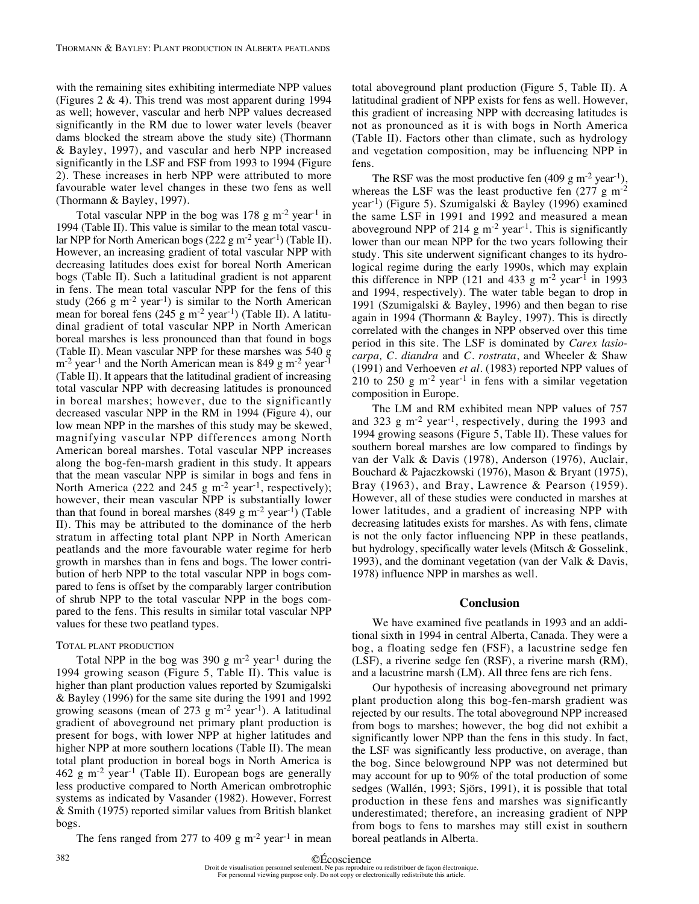with the remaining sites exhibiting intermediate NPP values (Figures 2 & 4). This trend was most apparent during 1994 as well; however, vascular and herb NPP values decreased significantly in the RM due to lower water levels (beaver dams blocked the stream above the study site) (Thormann & Bayley, 1997), and vascular and herb NPP increased significantly in the LSF and FSF from 1993 to 1994 (Figure 2). These increases in herb NPP were attributed to more favourable water level changes in these two fens as well (Thormann & Bayley, 1997).

Total vascular NPP in the bog was 178 g $m^{-2}$ $year^{-1}$ in 1994 (Table II). This value is similar to the mean total vascular NPP for North American bogs (222 g $m^{-2}$ $year^{-1}$) (Table II). However, an increasing gradient of total vascular NPP with decreasing latitudes does exist for boreal North American bogs (Table II). Such a latitudinal gradient is not apparent in fens. The mean total vascular NPP for the fens of this study (266 g $m^{-2}$ $year^{-1}$) is similar to the North American mean for boreal fens (245 g $m^{-2}$ $year^{-1}$) (Table II). A latitudinal gradient of total vascular NPP in North American boreal marshes is less pronounced than that found in bogs (Table II). Mean vascular NPP for these marshes was 540 g $m^{-2}$ $year^{-1}$ and the North American mean is 849 g $m^{-2}$ $year^{-1}$ (Table II). It appears that the latitudinal gradient of increasing total vascular NPP with decreasing latitudes is pronounced in boreal marshes; however, due to the significantly decreased vascular NPP in the RM in 1994 (Figure 4), our low mean NPP in the marshes of this study may be skewed, magnifying vascular NPP differences among North American boreal marshes. Total vascular NPP increases along the bog-fen-marsh gradient in this study. It appears that the mean vascular NPP is similar in bogs and fens in North America (222 and 245 g $m^{-2}$ $year^{-1}$, respectively); however, their mean vascular NPP is substantially lower than that found in boreal marshes (849 g $m^{-2}$ $year^{-1}$) (Table II). This may be attributed to the dominance of the herb stratum in affecting total plant NPP in North American peatlands and the more favourable water regime for herb growth in marshes than in fens and bogs. The lower contribution of herb NPP to the total vascular NPP in bogs compared to fens is offset by the comparably larger contribution of shrub NPP to the total vascular NPP in the bogs compared to the fens. This results in similar total vascular NPP values for these two peatland types.

### Total plant production

Total NPP in the bog was 390 g $m^{-2}$ $year^{-1}$ during the 1994 growing season (Figure 5, Table II). This value is higher than plant production values reported by Szumigalski & Bayley (1996) for the same site during the 1991 and 1992 growing seasons (mean of 273 g $m^{-2}$ $year^{-1}$). A latitudinal gradient of aboveground net primary plant production is present for bogs, with lower NPP at higher latitudes and higher NPP at more southern locations (Table II). The mean total plant production in boreal bogs in North America is 462 g $m^{-2}$ $year^{-1}$ (Table II). European bogs are generally less productive compared to North American ombrotrophic systems as indicated by Vasander (1982). However, Forrest & Smith (1975) reported similar values from British blanket bogs.

The fens ranged from 277 to 409 g $m^{-2}$ $year^{-1}$ in mean total aboveground plant production (Figure 5, Table II). A latitudinal gradient of NPP exists for fens as well. However, this gradient of increasing NPP with decreasing latitudes is not as pronounced as it is with bogs in North America (Table II). Factors other than climate, such as hydrology and vegetation composition, may be influencing NPP in fens.

The RSF was the most productive fen (409 g $m^{-2}$ $year^{-1}$), whereas the LSF was the least productive fen (277 g $m^{-2}$ $year^{-1}$) (Figure 5). Szumigalski & Bayley (1996) examined the same LSF in 1991 and 1992 and measured a mean aboveground NPP of 214 g $m^{-2}$ $year^{-1}$. This is significantly lower than our mean NPP for the two years following their study. This site underwent significant changes to its hydrological regime during the early 1990s, which may explain this difference in NPP (121 and 433 g $m^{-2}$ $year^{-1}$ in 1993 and 1994, respectively). The water table began to drop in 1991 (Szumigalski & Bayley, 1996) and then began to rise again in 1994 (Thormann & Bayley, 1997). This is directly correlated with the changes in NPP observed over this time period in this site. The LSF is dominated by *Carex lasiocarpa, C. diandra* and *C. rostrata*, and Wheeler & Shaw (1991) and Verhoeven *et al.* (1983) reported NPP values of 210 to 250 g $m^{-2}$ $year^{-1}$ in fens with a similar vegetation composition in Europe.

The LM and RM exhibited mean NPP values of 757 and 323 g $m^{-2}$ $year^{-1}$, respectively, during the 1993 and 1994 growing seasons (Figure 5, Table II). These values for southern boreal marshes are low compared to findings by van der Valk & Davis (1978), Anderson (1976), Auclair, Bouchard & Pajaczkowski (1976), Mason & Bryant (1975), Bray (1963), and Bray, Lawrence & Pearson (1959). However, all of these studies were conducted in marshes at lower latitudes, and a gradient of increasing NPP with decreasing latitudes exists for marshes. As with fens, climate is not the only factor influencing NPP in these peatlands, but hydrology, specifically water levels (Mitsch & Gosselink, 1993), and the dominant vegetation (van der Valk & Davis, 1978) influence NPP in marshes as well.

## Conclusion

We have examined five peatlands in 1993 and an additional sixth in 1994 in central Alberta, Canada. They were a bog, a floating sedge fen (FSF), a lacustrine sedge fen (LSF), a riverine sedge fen (RSF), a riverine marsh (RM), and a lacustrine marsh (LM). All three fens are rich fens.

Our hypothesis of increasing aboveground net primary plant production along this bog-fen-marsh gradient was rejected by our results. The total aboveground NPP increased from bogs to marshes; however, the bog did not exhibit a significantly lower NPP than the fens in this study. In fact, the LSF was significantly less productive, on average, than the bog. Since belowground NPP was not determined but may account for up to 90% of the total production of some sedges (Wallén, 1993; Sjörs, 1991), it is possible that total production in these fens and marshes was significantly underestimated; therefore, an increasing gradient of NPP from bogs to fens to marshes may still exist in southern boreal peatlands in Alberta.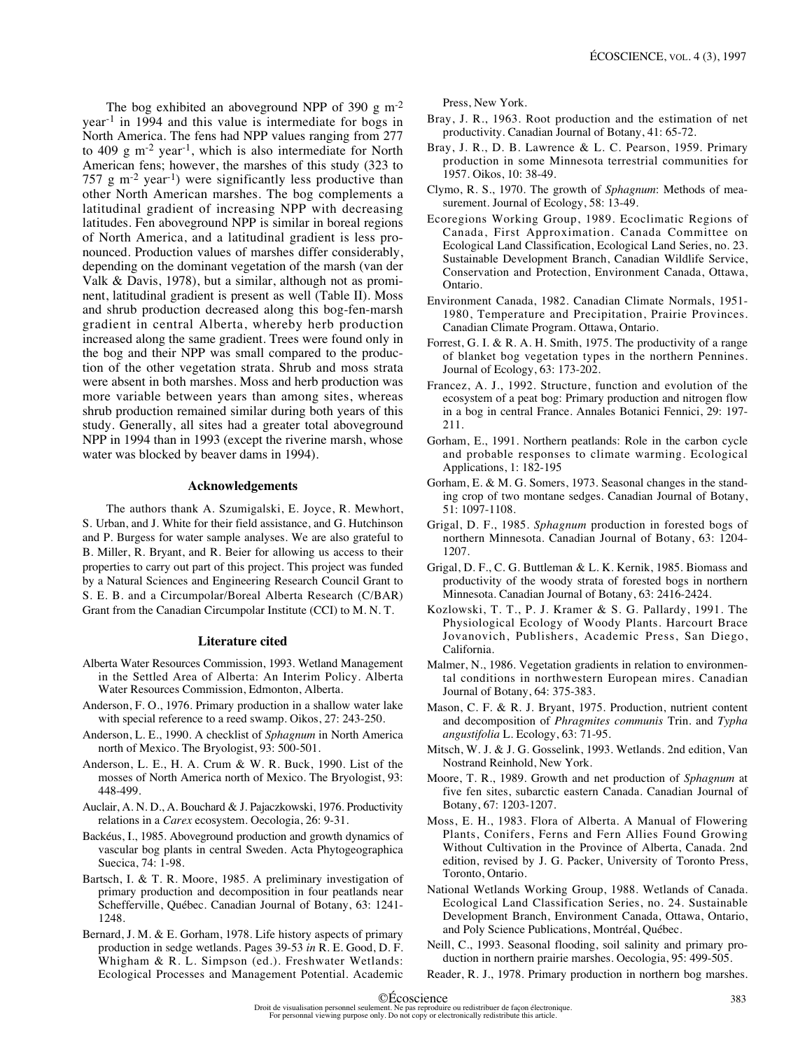The bog exhibited an aboveground NPP of 390 g $m^{-2}$ $year^{-1}$ in 1994 and this value is intermediate for bogs in North America. The fens had NPP values ranging from 277 to 409 g $m^{-2}$ $year^{-1}$, which is also intermediate for North American fens; however, the marshes of this study (323 to 757 g $m^{-2}$ $year^{-1}$) were significantly less productive than other North American marshes. The bog complements a latitudinal gradient of increasing NPP with decreasing latitudes. Fen aboveground NPP is similar in boreal regions of North America, and a latitudinal gradient is less pronounced. Production values of marshes differ considerably, depending on the dominant vegetation of the marsh (van der Valk & Davis, 1978), but a similar, although not as prominent, latitudinal gradient is present as well (Table II). Moss and shrub production decreased along this bog-fen-marsh gradient in central Alberta, whereby herb production increased along the same gradient. Trees were found only in the bog and their NPP was small compared to the production of the other vegetation strata. Shrub and moss strata were absent in both marshes. Moss and herb production was more variable between years than among sites, whereas shrub production remained similar during both years of this study. Generally, all sites had a greater total aboveground NPP in 1994 than in 1993 (except the riverine marsh, whose water was blocked by beaver dams in 1994).

## Acknowledgements

The authors thank A. Szumigalski, E. Joyce, R. Mewhort, S. Urban, and J. White for their field assistance, and G. Hutchinson and P. Burgess for water sample analyses. We are also grateful to B. Miller, R. Bryant, and R. Beier for allowing us access to their properties to carry out part of this project. This project was funded by a Natural Sciences and Engineering Research Council Grant to S. E. B. and a Circumpolar/Boreal Alberta Research (C/BAR) Grant from the Canadian Circumpolar Institute (CCI) to M. N. T.

## Literature cited

Alberta Water Resources Commission, 1993. Wetland Management in the Settled Area of Alberta: An Interim Policy. Alberta Water Resources Commission, Edmonton, Alberta.

Anderson, F. O., 1976. Primary production in a shallow water lake with special reference to a reed swamp. Oikos, 27: 243-250.

Anderson, L. E., 1990. A checklist of *Sphagnum* in North America north of Mexico. The Bryologist, 93: 500-501.

Anderson, L. E., H. A. Crum & W. R. Buck, 1990. List of the mosses of North America north of Mexico. The Bryologist, 93: 448-499.

Auclair, A. N. D., A. Bouchard & J. Pajaczkowski, 1976. Productivity relations in a *Carex* ecosystem. Oecologia, 26: 9-31.

Backéus, I., 1985. Aboveground production and growth dynamics of vascular bog plants in central Sweden. Acta Phytogeographica Suecica, 74: 1-98.

Bartsch, I. & T. R. Moore, 1985. A preliminary investigation of primary production and decomposition in four peatlands near Schefferville, Québec. Canadian Journal of Botany, 63: 1241-1248.

Bernard, J. M. & E. Gorham, 1978. Life history aspects of primary production in sedge wetlands. Pages 39-53 *in* R. E. Good, D. F. Whigham & R. L. Simpson (ed.). Freshwater Wetlands: Ecological Processes and Management Potential. Academic Press, New York.

Bray, J. R., 1963. Root production and the estimation of net productivity. Canadian Journal of Botany, 41: 65-72.

Bray, J. R., D. B. Lawrence & L. C. Pearson, 1959. Primary production in some Minnesota terrestrial communities for 1957. Oikos, 10: 38-49.

Clymo, R. S., 1970. The growth of *Sphagnum*: Methods of measurement. Journal of Ecology, 58: 13-49.

Ecoregions Working Group, 1989. Ecoclimatic Regions of Canada, First Approximation. Canada Committee on Ecological Land Classification, Ecological Land Series, no. 23. Sustainable Development Branch, Canadian Wildlife Service, Conservation and Protection, Environment Canada, Ottawa, Ontario.

Environment Canada, 1982. Canadian Climate Normals, 1951-1980, Temperature and Precipitation, Prairie Provinces. Canadian Climate Program. Ottawa, Ontario.

Forrest, G. I. & R. A. H. Smith, 1975. The productivity of a range of blanket bog vegetation types in the northern Pennines. Journal of Ecology, 63: 173-202.

Francez, A. J., 1992. Structure, function and evolution of the ecosystem of a peat bog: Primary production and nitrogen flow in a bog in central France. Annales Botanici Fennici, 29: 197-211.

Gorham, E., 1991. Northern peatlands: Role in the carbon cycle and probable responses to climate warming. Ecological Applications, 1: 182-195

Gorham, E. & M. G. Somers, 1973. Seasonal changes in the standing crop of two montane sedges. Canadian Journal of Botany, 51: 1097-1108.

Grigal, D. F., 1985. *Sphagnum* production in forested bogs of northern Minnesota. Canadian Journal of Botany, 63: 1204-1207.

Grigal, D. F., C. G. Buttleman & L. K. Kernik, 1985. Biomass and productivity of the woody strata of forested bogs in northern Minnesota. Canadian Journal of Botany, 63: 2416-2424.

Kozlowski, T. T., P. J. Kramer & S. G. Pallardy, 1991. The Physiological Ecology of Woody Plants. Harcourt Brace Jovanovich, Publishers, Academic Press, San Diego, California.

Malmer, N., 1986. Vegetation gradients in relation to environmental conditions in northwestern European mires. Canadian Journal of Botany, 64: 375-383.

Mason, C. F. & R. J. Bryant, 1975. Production, nutrient content and decomposition of *Phragmites communis* Trin. and *Typha angustifolia* L. Ecology, 63: 71-95.

Mitsch, W. J. & J. G. Gosselink, 1993. Wetlands. 2nd edition, Van Nostrand Reinhold, New York.

Moore, T. R., 1989. Growth and net production of *Sphagnum* at five fen sites, subarctic eastern Canada. Canadian Journal of Botany, 67: 1203-1207.

Moss, E. H., 1983. Flora of Alberta. A Manual of Flowering Plants, Conifers, Ferns and Fern Allies Found Growing Without Cultivation in the Province of Alberta, Canada. 2nd edition, revised by J. G. Packer, University of Toronto Press, Toronto, Ontario.

National Wetlands Working Group, 1988. Wetlands of Canada. Ecological Land Classification Series, no. 24. Sustainable Development Branch, Environment Canada, Ottawa, Ontario, and Poly Science Publications, Montréal, Québec.

Neill, C., 1993. Seasonal flooding, soil salinity and primary production in northern prairie marshes. Oecologia, 95: 499-505.

Reader, R. J., 1978. Primary production in northern bog marshes.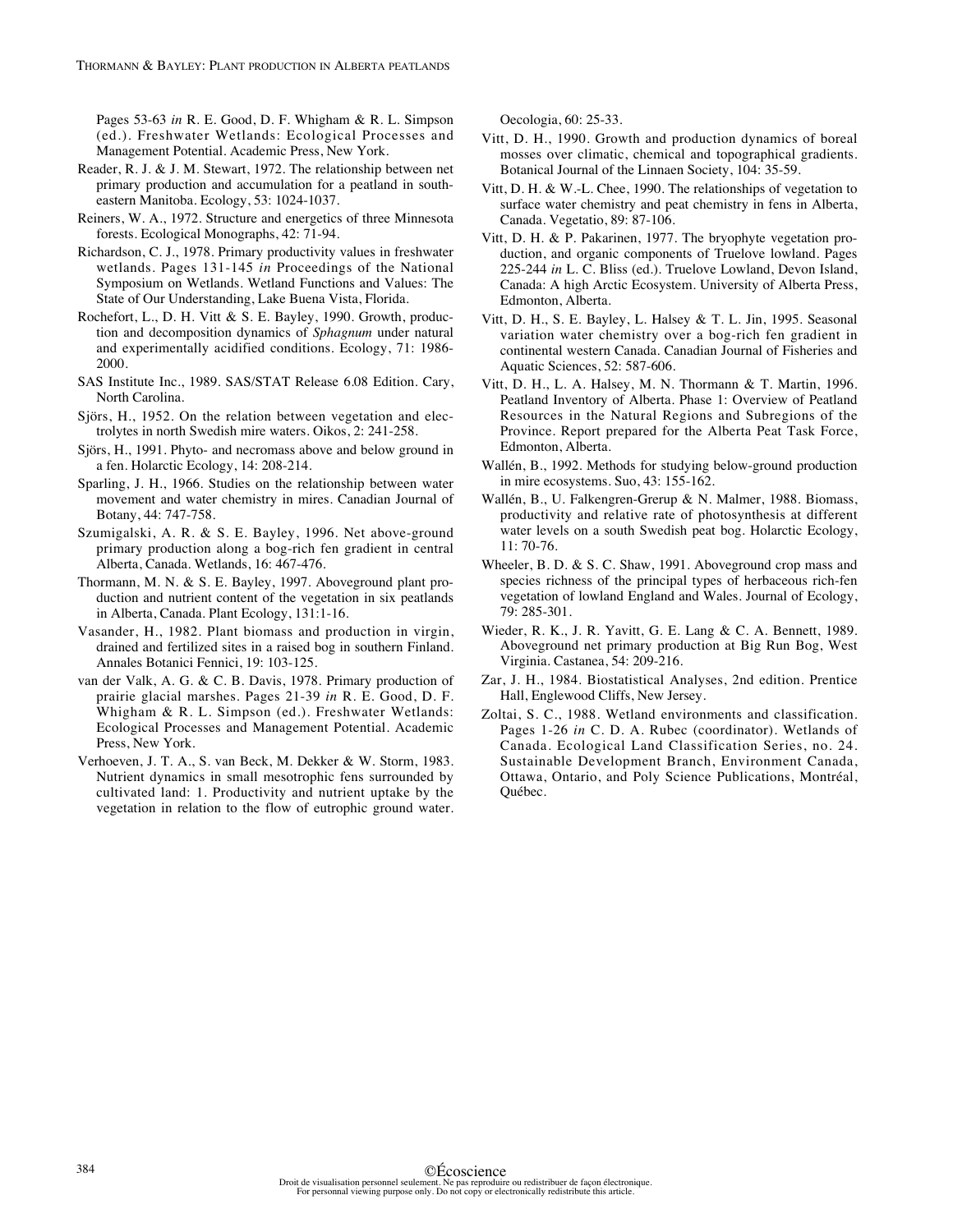Pages 53-63 *in* R. E. Good, D. F. Whigham & R. L. Simpson (ed.). Freshwater Wetlands: Ecological Processes and Management Potential. Academic Press, New York.

Reader, R. J. & J. M. Stewart, 1972. The relationship between net primary production and accumulation for a peatland in south-eastern Manitoba. Ecology, 53: 1024-1037.

Reiners, W. A., 1972. Structure and energetics of three Minnesota forests. Ecological Monographs, 42: 71-94.

Richardson, C. J., 1978. Primary productivity values in freshwater wetlands. Pages 131-145 *in* Proceedings of the National Symposium on Wetlands. Wetland Functions and Values: The State of Our Understanding, Lake Buena Vista, Florida.

Rochefort, L., D. H. Vitt & S. E. Bayley, 1990. Growth, production and decomposition dynamics of *Sphagnum* under natural and experimentally acidified conditions. Ecology, 71: 1986-2000.

SAS Institute Inc., 1989. SAS/STAT Release 6.08 Edition. Cary, North Carolina.

Sjörs, H., 1952. On the relation between vegetation and electrolytes in north Swedish mire waters. Oikos, 2: 241-258.

Sjörs, H., 1991. Phyto- and necromass above and below ground in a fen. Holarctic Ecology, 14: 208-214.

Sparling, J. H., 1966. Studies on the relationship between water movement and water chemistry in mires. Canadian Journal of Botany, 44: 747-758.

Szumigalski, A. R. & S. E. Bayley, 1996. Net above-ground primary production along a bog-rich fen gradient in central Alberta, Canada. Wetlands, 16: 467-476.

Thormann, M. N. & S. E. Bayley, 1997. Aboveground plant production and nutrient content of the vegetation in six peatlands in Alberta, Canada. Plant Ecology, 131:1-16.

Vasander, H., 1982. Plant biomass and production in virgin, drained and fertilized sites in a raised bog in southern Finland. Annales Botanici Fennici, 19: 103-125.

van der Valk, A. G. & C. B. Davis, 1978. Primary production of prairie glacial marshes. Pages 21-39 *in* R. E. Good, D. F. Whigham & R. L. Simpson (ed.). Freshwater Wetlands: Ecological Processes and Management Potential. Academic Press, New York.

Verhoeven, J. T. A., S. van Beck, M. Dekker & W. Storm, 1983. Nutrient dynamics in small mesotrophic fens surrounded by cultivated land: 1. Productivity and nutrient uptake by the vegetation in relation to the flow of eutrophic ground water. Oecologia, 60: 25-33.

Vitt, D. H., 1990. Growth and production dynamics of boreal mosses over climatic, chemical and topographical gradients. Botanical Journal of the Linnaen Society, 104: 35-59.

Vitt, D. H. & W.-L. Chee, 1990. The relationships of vegetation to surface water chemistry and peat chemistry in fens in Alberta, Canada. Vegetatio, 89: 87-106.

Vitt, D. H. & P. Pakarinen, 1977. The bryophyte vegetation production, and organic components of Truelove lowland. Pages 225-244 *in* L. C. Bliss (ed.). Truelove Lowland, Devon Island, Canada: A high Arctic Ecosystem. University of Alberta Press, Edmonton, Alberta.

Vitt, D. H., S. E. Bayley, L. Halsey & T. L. Jin, 1995. Seasonal variation water chemistry over a bog-rich fen gradient in continental western Canada. Canadian Journal of Fisheries and Aquatic Sciences, 52: 587-606.

Vitt, D. H., L. A. Halsey, M. N. Thormann & T. Martin, 1996. Peatland Inventory of Alberta. Phase 1: Overview of Peatland Resources in the Natural Regions and Subregions of the Province. Report prepared for the Alberta Peat Task Force, Edmonton, Alberta.

Wallén, B., 1992. Methods for studying below-ground production in mire ecosystems. Suo, 43: 155-162.

Wallén, B., U. Falkengren-Grerup & N. Malmer, 1988. Biomass, productivity and relative rate of photosynthesis at different water levels on a south Swedish peat bog. Holarctic Ecology, 11: 70-76.

Wheeler, B. D. & S. C. Shaw, 1991. Aboveground crop mass and species richness of the principal types of herbaceous rich-fen vegetation of lowland England and Wales. Journal of Ecology, 79: 285-301.

Wieder, R. K., J. R. Yavitt, G. E. Lang & C. A. Bennett, 1989. Aboveground net primary production at Big Run Bog, West Virginia. Castanea, 54: 209-216.

Zar, J. H., 1984. Biostatistical Analyses, 2nd edition. Prentice Hall, Englewood Cliffs, New Jersey.

Zoltai, S. C., 1988. Wetland environments and classification. Pages 1-26 *in* C. D. A. Rubec (coordinator). Wetlands of Canada. Ecological Land Classification Series, no. 24. Sustainable Development Branch, Environment Canada, Ottawa, Ontario, and Poly Science Publications, Montréal, Québec.